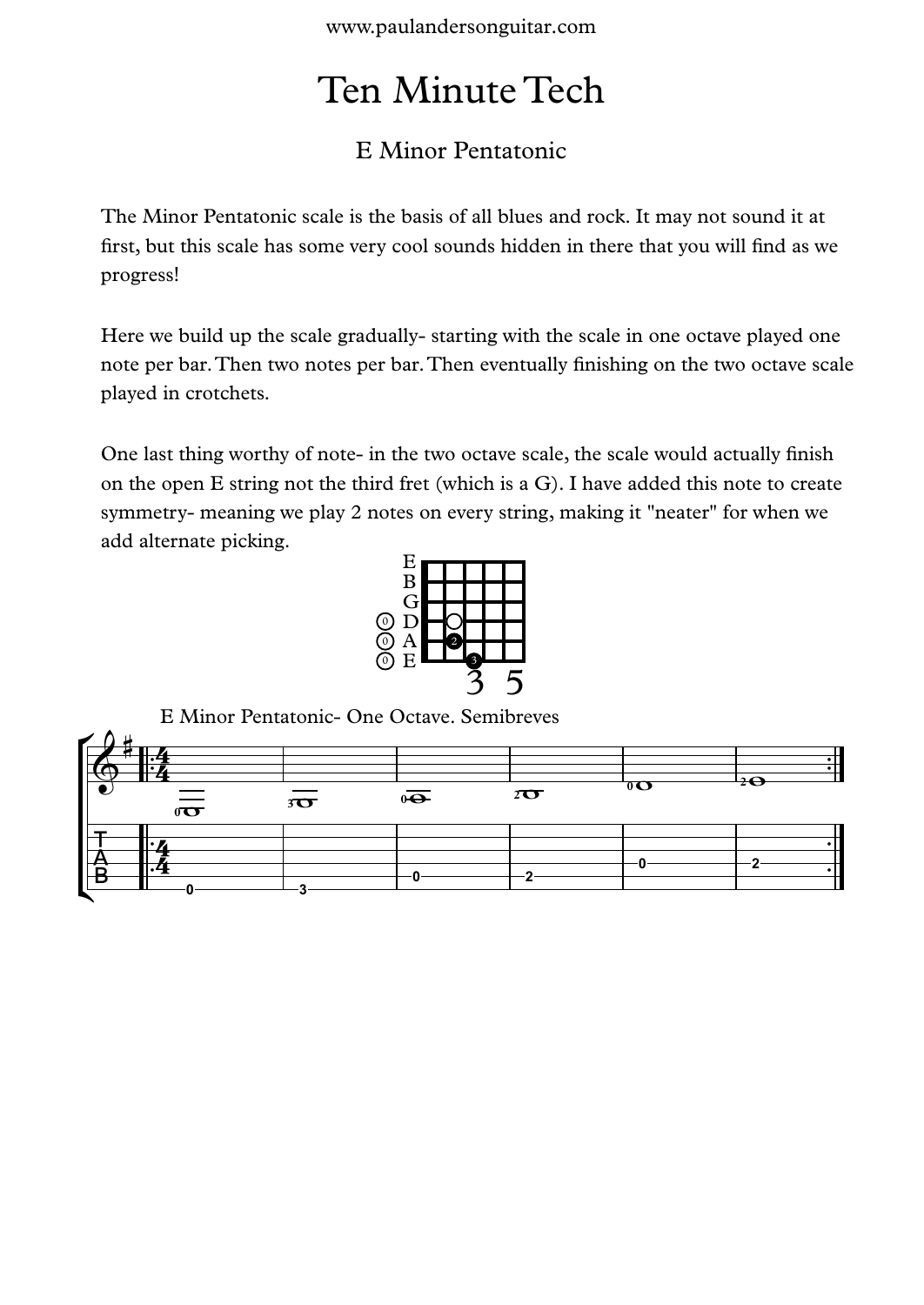# Ten Minute Tech

## E Minor Pentatonic

The Minor Pentatonic scale is the basis of all blues and rock. It may not sound it at first, but this scale has some very cool sounds hidden in there that you will find as we progress!

Here we build up the scale gradually- starting with the scale in one octave played one note per bar. Then two notes per bar. Then eventually finishing on the two octave scale played in crotchets.

One last thing worthy of note- in the two octave scale, the scale would actually finish on the open E string not the third fret (which is a G). I have added this note to create symmetry- meaning we play 2 notes on every string, making it "neater" for when we add alternate picking.

E Minor Pentatonic- One Octave. Semibreves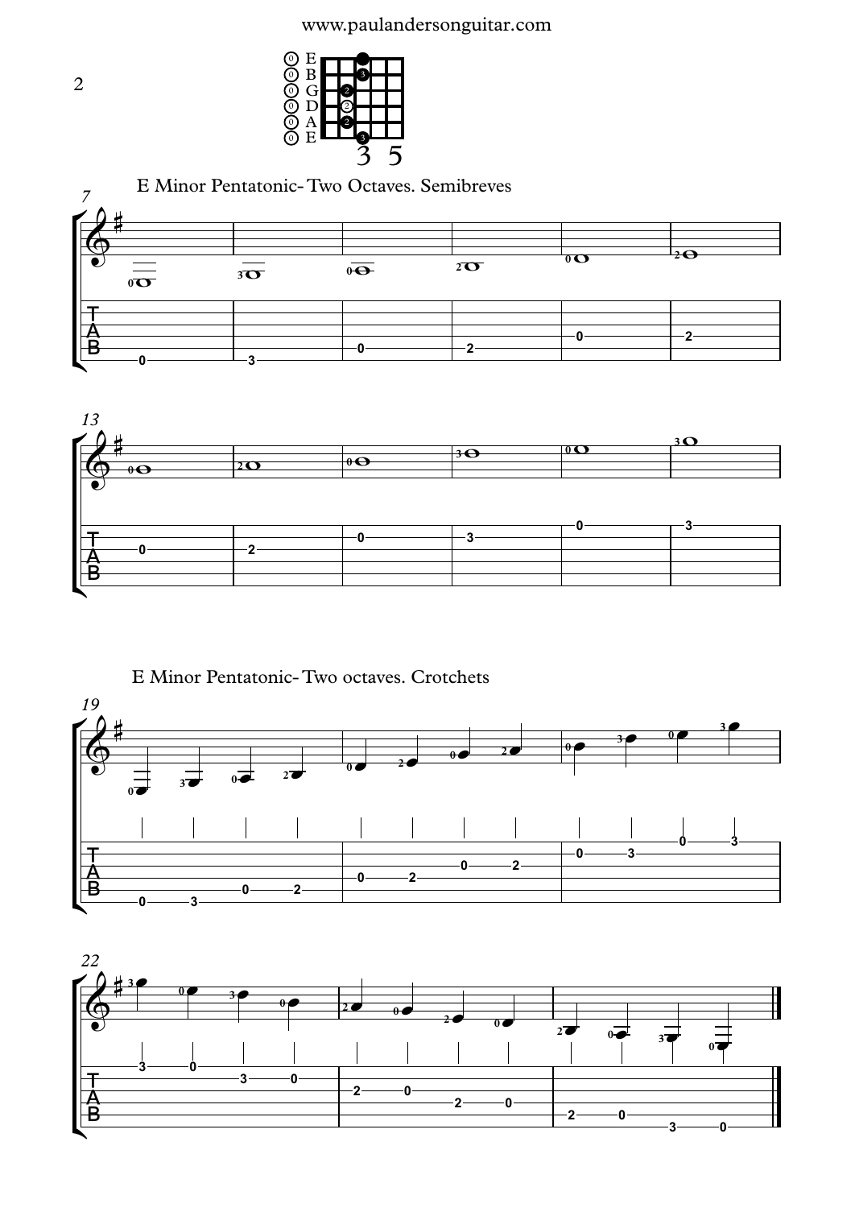E Minor Pentatonic- Two Octaves. Semibreves

E Minor Pentatonic- Two octaves. Crotchets